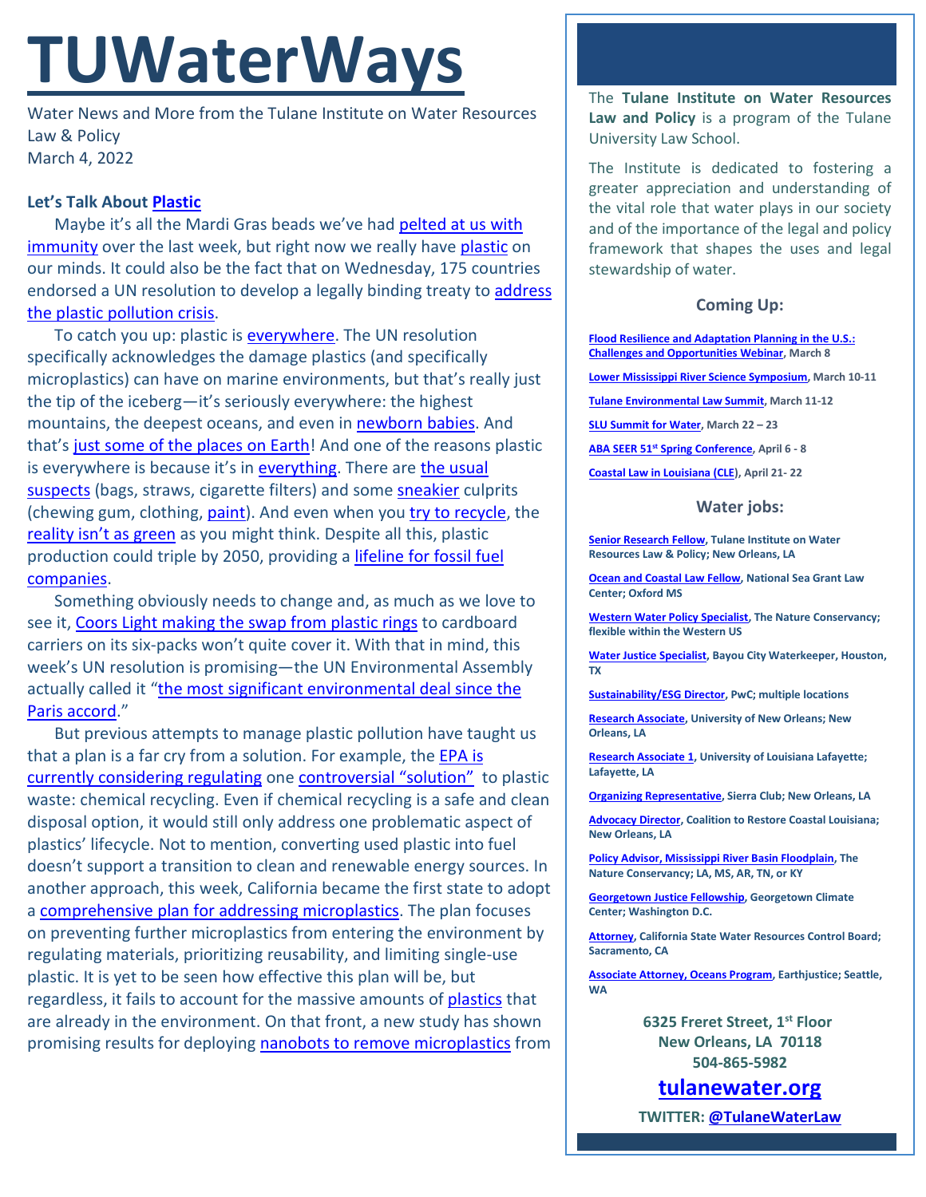# TUWaterWays

Water News and More from the Tulane Institute on Water Resources Law & Policy
March 4, 2022

### Let's Talk About Plastic

Maybe it's all the Mardi Gras beads we've had pelted at us with immunity over the last week, but right now we really have plastic on our minds. It could also be the fact that on Wednesday, 175 countries endorsed a UN resolution to develop a legally binding treaty to address the plastic pollution crisis.

To catch you up: plastic is everywhere. The UN resolution specifically acknowledges the damage plastics (and specifically microplastics) can have on marine environments, but that's really just the tip of the iceberg—it's seriously everywhere: the highest mountains, the deepest oceans, and even in newborn babies. And that's just some of the places on Earth! And one of the reasons plastic is everywhere is because it's in everything. There are the usual suspects (bags, straws, cigarette filters) and some sneakier culprits (chewing gum, clothing, paint). And even when you try to recycle, the reality isn't as green as you might think. Despite all this, plastic production could triple by 2050, providing a lifeline for fossil fuel companies.

Something obviously needs to change and, as much as we love to see it, Coors Light making the swap from plastic rings to cardboard carriers on its six-packs won't quite cover it. With that in mind, this week's UN resolution is promising—the UN Environmental Assembly actually called it "the most significant environmental deal since the Paris accord."

But previous attempts to manage plastic pollution have taught us that a plan is a far cry from a solution. For example, the EPA is currently considering regulating one controversial "solution" to plastic waste: chemical recycling. Even if chemical recycling is a safe and clean disposal option, it would still only address one problematic aspect of plastics' lifecycle. Not to mention, converting used plastic into fuel doesn't support a transition to clean and renewable energy sources. In another approach, this week, California became the first state to adopt a comprehensive plan for addressing microplastics. The plan focuses on preventing further microplastics from entering the environment by regulating materials, prioritizing reusability, and limiting single-use plastic. It is yet to be seen how effective this plan will be, but regardless, it fails to account for the massive amounts of plastics that are already in the environment. On that front, a new study has shown promising results for deploying nanobots to remove microplastics from

---

The **Tulane Institute on Water Resources Law and Policy** is a program of the Tulane University Law School.

The Institute is dedicated to fostering a greater appreciation and understanding of the vital role that water plays in our society and of the importance of the legal and policy framework that shapes the uses and legal stewardship of water.

### Coming Up:

- **Flood Resilience and Adaptation Planning in the U.S.: Challenges and Opportunities Webinar, March 8**
- **Lower Mississippi River Science Symposium, March 10-11**
- **Tulane Environmental Law Summit, March 11-12**
- **SLU Summit for Water, March 22 – 23**
- **ABA SEER 51st Spring Conference, April 6 - 8**
- **Coastal Law in Louisiana (CLE), April 21- 22**

### Water jobs:

- **Senior Research Fellow, Tulane Institute on Water Resources Law & Policy; New Orleans, LA**
- **Ocean and Coastal Law Fellow, National Sea Grant Law Center; Oxford MS**
- **Western Water Policy Specialist, The Nature Conservancy; flexible within the Western US**
- **Water Justice Specialist, Bayou City Waterkeeper, Houston, TX**
- **Sustainability/ESG Director, PwC; multiple locations**
- **Research Associate, University of New Orleans; New Orleans, LA**
- **Research Associate 1, University of Louisiana Lafayette; Lafayette, LA**
- **Organizing Representative, Sierra Club; New Orleans, LA**
- **Advocacy Director, Coalition to Restore Coastal Louisiana; New Orleans, LA**
- **Policy Advisor, Mississippi River Basin Floodplain, The Nature Conservancy; LA, MS, AR, TN, or KY**
- **Georgetown Justice Fellowship, Georgetown Climate Center; Washington D.C.**
- **Attorney, California State Water Resources Control Board; Sacramento, CA**
- **Associate Attorney, Oceans Program, Earthjustice; Seattle, WA**

**6325 Freret Street, 1st Floor**
**New Orleans, LA 70118**
**504-865-5982**

**tulanewater.org**

**TWITTER: @TulaneWaterLaw**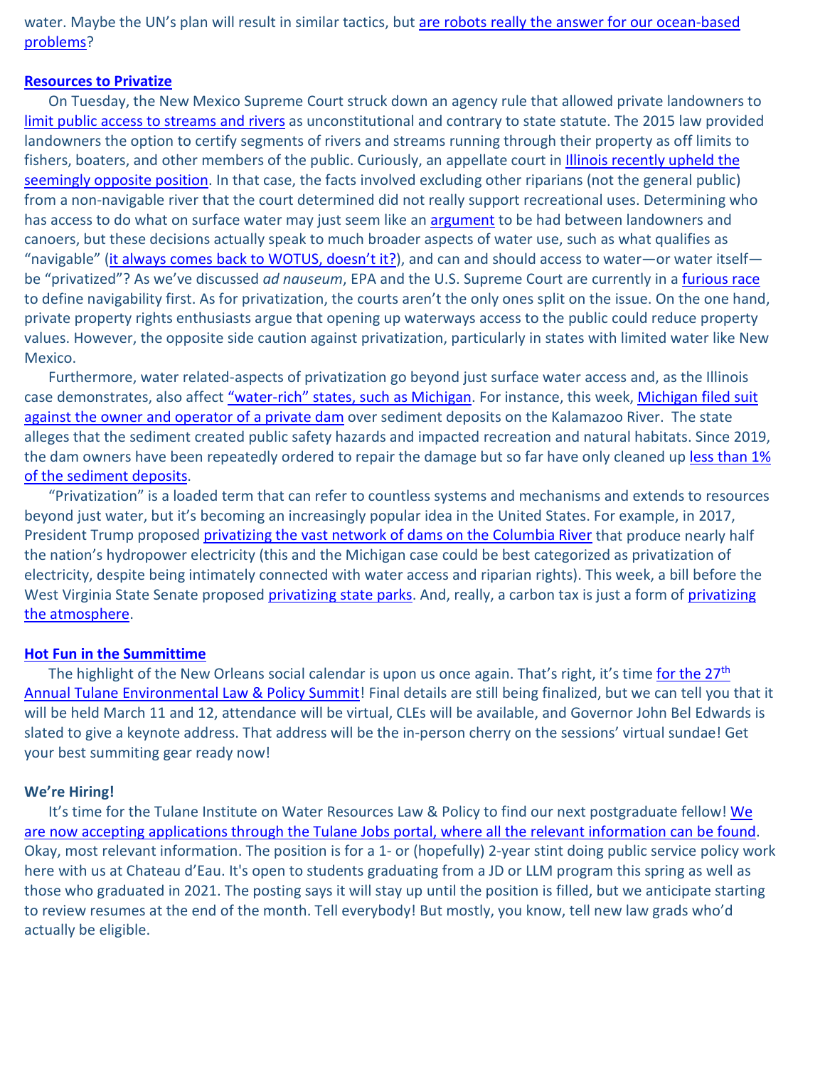water. Maybe the UN's plan will result in similar tactics, but are robots really the answer for our ocean-based problems?

## Resources to Privatize

On Tuesday, the New Mexico Supreme Court struck down an agency rule that allowed private landowners to limit public access to streams and rivers as unconstitutional and contrary to state statute. The 2015 law provided landowners the option to certify segments of rivers and streams running through their property as off limits to fishers, boaters, and other members of the public. Curiously, an appellate court in Illinois recently upheld the seemingly opposite position. In that case, the facts involved excluding other riparians (not the general public) from a non-navigable river that the court determined did not really support recreational uses. Determining who has access to do what on surface water may just seem like an argument to be had between landowners and canoers, but these decisions actually speak to much broader aspects of water use, such as what qualifies as "navigable" (it always comes back to WOTUS, doesn't it?), and can and should access to water—or water itself—be "privatized"? As we've discussed *ad nauseum*, EPA and the U.S. Supreme Court are currently in a furious race to define navigability first. As for privatization, the courts aren't the only ones split on the issue. On the one hand, private property rights enthusiasts argue that opening up waterways access to the public could reduce property values. However, the opposite side caution against privatization, particularly in states with limited water like New Mexico.

Furthermore, water related-aspects of privatization go beyond just surface water access and, as the Illinois case demonstrates, also affect "water-rich" states, such as Michigan. For instance, this week, Michigan filed suit against the owner and operator of a private dam over sediment deposits on the Kalamazoo River. The state alleges that the sediment created public safety hazards and impacted recreation and natural habitats. Since 2019, the dam owners have been repeatedly ordered to repair the damage but so far have only cleaned up less than 1% of the sediment deposits.

"Privatization" is a loaded term that can refer to countless systems and mechanisms and extends to resources beyond just water, but it's becoming an increasingly popular idea in the United States. For example, in 2017, President Trump proposed privatizing the vast network of dams on the Columbia River that produce nearly half the nation's hydropower electricity (this and the Michigan case could be best categorized as privatization of electricity, despite being intimately connected with water access and riparian rights). This week, a bill before the West Virginia State Senate proposed privatizing state parks. And, really, a carbon tax is just a form of privatizing the atmosphere.

## Hot Fun in the Summittime

The highlight of the New Orleans social calendar is upon us once again. That's right, it's time for the 27th Annual Tulane Environmental Law & Policy Summit! Final details are still being finalized, but we can tell you that it will be held March 11 and 12, attendance will be virtual, CLEs will be available, and Governor John Bel Edwards is slated to give a keynote address. That address will be the in-person cherry on the sessions' virtual sundae! Get your best summiting gear ready now!

## We're Hiring!

It's time for the Tulane Institute on Water Resources Law & Policy to find our next postgraduate fellow! We are now accepting applications through the Tulane Jobs portal, where all the relevant information can be found. Okay, most relevant information. The position is for a 1- or (hopefully) 2-year stint doing public service policy work here with us at Chateau d'Eau. It's open to students graduating from a JD or LLM program this spring as well as those who graduated in 2021. The posting says it will stay up until the position is filled, but we anticipate starting to review resumes at the end of the month. Tell everybody! But mostly, you know, tell new law grads who'd actually be eligible.